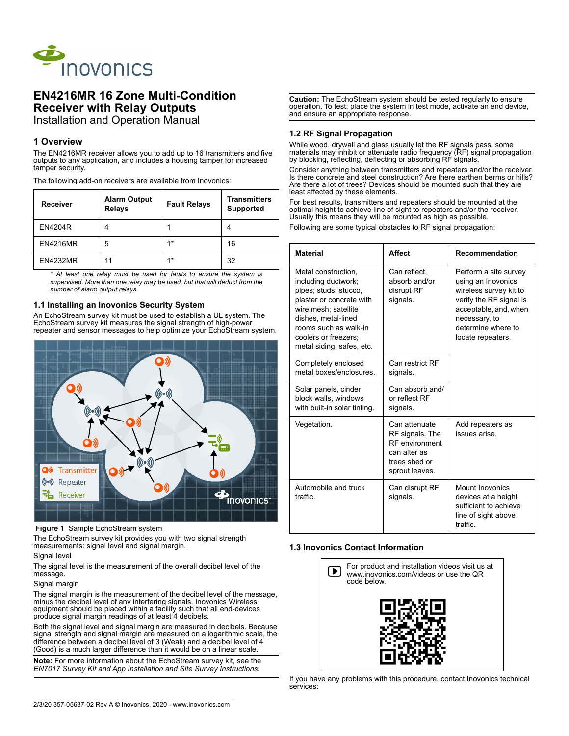# EN4216MR 16 Zone Multi-Condition Receiver with Relay Outputs

Installation and Operation Manual

## 1 Overview

The EN4216MR receiver allows you to add up to 16 transmitters and five outputs to any application, and includes a housing tamper for increased tamper security.

The following add-on receivers are available from Inovonics:

| Receiver | Alarm Output Relays | Fault Relays | Transmitters Supported |
|---|---|---|---|
| EN4204R | 4 | 1 | 4 |
| EN4216MR | 5 | 1* | 16 |
| EN4232MR | 11 | 1* | 32 |

*\* At least one relay must be used for faults to ensure the system is supervised. More than one relay may be used, but that will deduct from the number of alarm output relays.*

### 1.1 Installing an Inovonics Security System

An EchoStream survey kit must be used to establish a UL system. The EchoStream survey kit measures the signal strength of high-power repeater and sensor messages to help optimize your EchoStream system.

**Figure 1** Sample EchoStream system

The EchoStream survey kit provides you with two signal strength measurements: signal level and signal margin.

Signal level

The signal level is the measurement of the overall decibel level of the message.

Signal margin

The signal margin is the measurement of the decibel level of the message, minus the decibel level of any interfering signals. Inovonics Wireless equipment should be placed within a facility such that all end-devices produce signal margin readings of at least 4 decibels.

Both the signal level and signal margin are measured in decibels. Because signal strength and signal margin are measured on a logarithmic scale, the difference between a decibel level of 3 (Weak) and a decibel level of 4 (Good) is a much larger difference than it would be on a linear scale.

**Note:** For more information about the EchoStream survey kit, see the *EN7017 Survey Kit and App Installation and Site Survey Instructions.*

**Caution:** The EchoStream system should be tested regularly to ensure operation. To test: place the system in test mode, activate an end device, and ensure an appropriate response.

### 1.2 RF Signal Propagation

While wood, drywall and glass usually let the RF signals pass, some materials may inhibit or attenuate radio frequency (RF) signal propagation by blocking, reflecting, deflecting or absorbing RF signals.

Consider anything between transmitters and repeaters and/or the receiver. Is there concrete and steel construction? Are there earthen berms or hills? Are there a lot of trees? Devices should be mounted such that they are least affected by these elements.

For best results, transmitters and repeaters should be mounted at the optimal height to achieve line of sight to repeaters and/or the receiver. Usually this means they will be mounted as high as possible.

Following are some typical obstacles to RF signal propagation:

| Material | Affect | Recommendation |
|---|---|---|
| Metal construction, including ductwork; pipes; studs; stucco, plaster or concrete with wire mesh; satellite dishes, metal-lined rooms such as walk-in coolers or freezers; metal siding, safes, etc. | Can reflect, absorb and/or disrupt RF signals. | Perform a site survey using an Inovonics wireless survey kit to verify the RF signal is acceptable, and, when necessary, to determine where to locate repeaters. |
| Completely enclosed metal boxes/enclosures. | Can restrict RF signals. | |
| Solar panels, cinder block walls, windows with built-in solar tinting. | Can absorb and/ or reflect RF signals. | |
| Vegetation. | Can attenuate RF signals. The RF environment can alter as trees shed or sprout leaves. | Add repeaters as issues arise. |
| Automobile and truck traffic. | Can disrupt RF signals. | Mount Inovonics devices at a height sufficient to achieve line of sight above traffic. |

### 1.3 Inovonics Contact Information

For product and installation videos visit us at www.inovonics.com/videos or use the QR code below.

If you have any problems with this procedure, contact Inovonics technical services: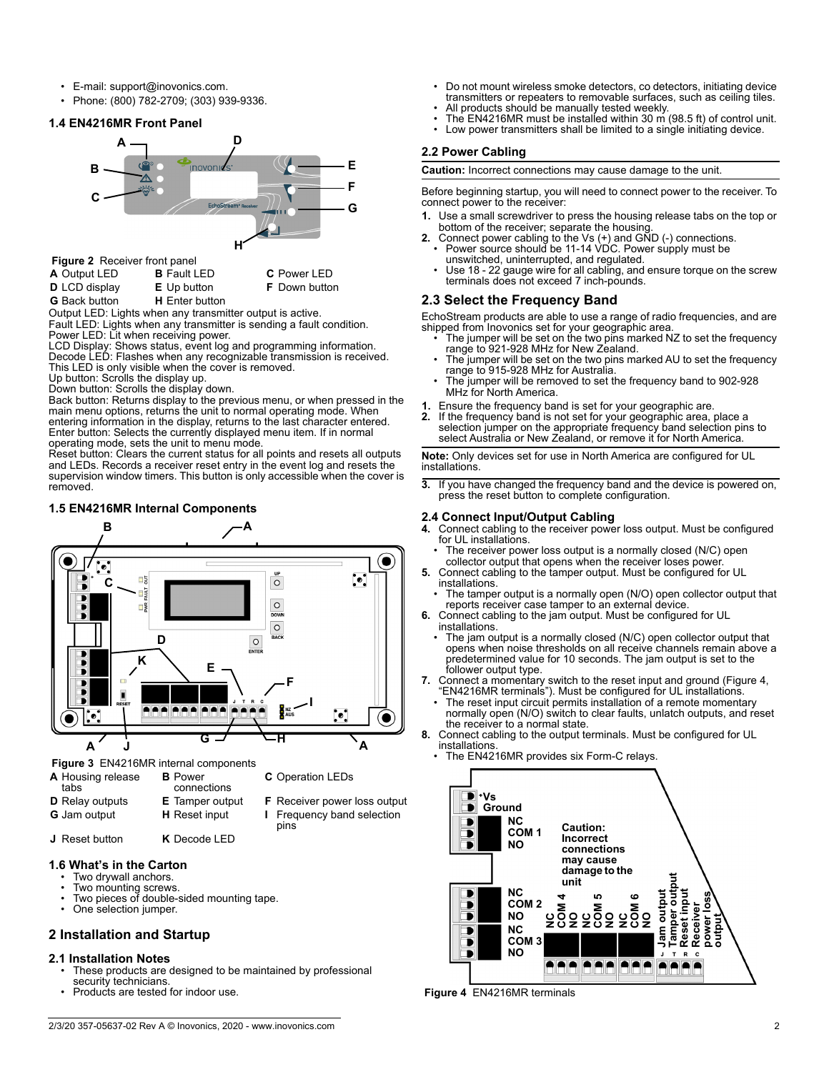- E-mail: support@inovonics.com.
- Phone: (800) 782-2709; (303) 939-9336.

### 1.4 EN4216MR Front Panel

**Figure 2** Receiver front panel

| | | |
|---|---|---|
| **A** Output LED | **B** Fault LED | **C** Power LED |
| **D** LCD display | **E** Up button | **F** Down button |
| **G** Back button | **H** Enter button | |

Output LED: Lights when any transmitter output is active.
Fault LED: Lights when any transmitter is sending a fault condition.
Power LED: Lit when receiving power.
LCD Display: Shows status, event log and programming information.
Decode LED: Flashes when any recognizable transmission is received. This LED is only visible when the cover is removed.
Up button: Scrolls the display up.
Down button: Scrolls the display down.
Back button: Returns display to the previous menu, or when pressed in the main menu options, returns the unit to normal operating mode. When entering information in the display, returns to the last character entered.
Enter button: Selects the currently displayed menu item. If in normal operating mode, sets the unit to menu mode.
Reset button: Clears the current status for all points and resets all outputs and LEDs. Records a receiver reset entry in the event log and resets the supervision window timers. This button is only accessible when the cover is removed.

### 1.5 EN4216MR Internal Components

**Figure 3** EN4216MR internal components

| | | |
|---|---|---|
| **A** Housing release tabs | **B** Power connections | **C** Operation LEDs |
| **D** Relay outputs | **E** Tamper output | **F** Receiver power loss output |
| **G** Jam output | **H** Reset input | **I** Frequency band selection pins |
| **J** Reset button | **K** Decode LED | |

### 1.6 What's in the Carton

- Two drywall anchors.
- Two mounting screws.
- Two pieces of double-sided mounting tape.
- One selection jumper.

## 2 Installation and Startup

### 2.1 Installation Notes

- These products are designed to be maintained by professional security technicians.
- Products are tested for indoor use.
- Do not mount wireless smoke detectors, co detectors, initiating device transmitters or repeaters to removable surfaces, such as ceiling tiles.
- All products should be manually tested weekly.
- The EN4216MR must be installed within 30 m (98.5 ft) of control unit.
- Low power transmitters shall be limited to a single initiating device.

### 2.2 Power Cabling

**Caution:** Incorrect connections may cause damage to the unit.

Before beginning startup, you will need to connect power to the receiver. To connect power to the receiver:

1. Use a small screwdriver to press the housing release tabs on the top or bottom of the receiver; separate the housing.
2. Connect power cabling to the Vs (+) and GND (-) connections.
   - Power source should be 11-14 VDC. Power supply must be unswitched, uninterrupted, and regulated.
   - Use 18 - 22 gauge wire for all cabling, and ensure torque on the screw terminals does not exceed 7 inch-pounds.

### 2.3 Select the Frequency Band

EchoStream products are able to use a range of radio frequencies, and are shipped from Inovonics set for your geographic area.

- The jumper will be set on the two pins marked NZ to set the frequency range to 921-928 MHz for New Zealand.
- The jumper will be set on the two pins marked AU to set the frequency range to 915-928 MHz for Australia.
- The jumper will be removed to set the frequency band to 902-928 MHz for North America.

1. Ensure the frequency band is set for your geographic are.
2. If the frequency band is not set for your geographic area, place a selection jumper on the appropriate frequency band selection pins to select Australia or New Zealand, or remove it for North America.

**Note:** Only devices set for use in North America are configured for UL installations.

3. If you have changed the frequency band and the device is powered on, press the reset button to complete configuration.

### 2.4 Connect Input/Output Cabling

4. Connect cabling to the receiver power loss output. Must be configured for UL installations.
   - The receiver power loss output is a normally closed (N/C) open collector output that opens when the receiver loses power.
5. Connect cabling to the tamper output. Must be configured for UL installations.
   - The tamper output is a normally open (N/O) open collector output that reports receiver case tamper to an external device.
6. Connect cabling to the jam output. Must be configured for UL installations.
   - The jam output is a normally closed (N/C) open collector output that opens when noise thresholds on all receive channels remain above a predetermined value for 10 seconds. The jam output is set to the follower output type.
7. Connect a momentary switch to the reset input and ground (Figure 4, "EN4216MR terminals"). Must be configured for UL installations.
   - The reset input circuit permits installation of a remote momentary normally open (N/O) switch to clear faults, unlatch outputs, and reset the receiver to a normal state.
8. Connect cabling to the output terminals. Must be configured for UL installations.
   - The EN4216MR provides six Form-C relays.

**Figure 4** EN4216MR terminals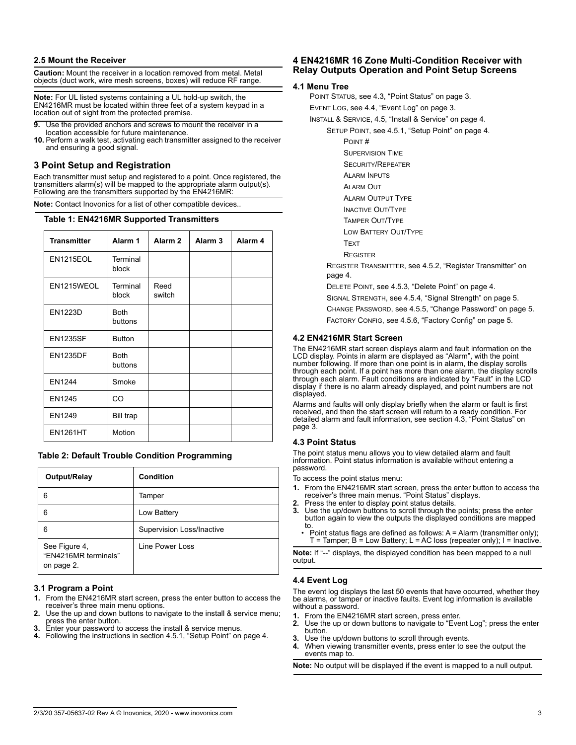### 2.5 Mount the Receiver

**Caution:** Mount the receiver in a location removed from metal. Metal objects (duct work, wire mesh screens, boxes) will reduce RF range.

**Note:** For UL listed systems containing a UL hold-up switch, the EN4216MR must be located within three feet of a system keypad in a location out of sight from the protected premise.

9. Use the provided anchors and screws to mount the receiver in a location accessible for future maintenance.
10. Perform a walk test, activating each transmitter assigned to the receiver and ensuring a good signal.

## 3 Point Setup and Registration

Each transmitter must setup and registered to a point. Once registered, the transmitters alarm(s) will be mapped to the appropriate alarm output(s). Following are the transmitters supported by the EN4216MR:

**Note:** Contact Inovonics for a list of other compatible devices..

**Table 1: EN4216MR Supported Transmitters**

| Transmitter | Alarm 1 | Alarm 2 | Alarm 3 | Alarm 4 |
|---|---|---|---|---|
| EN1215EOL | Terminal block | | | |
| EN1215WEOL | Terminal block | Reed switch | | |
| EN1223D | Both buttons | | | |
| EN1235SF | Button | | | |
| EN1235DF | Both buttons | | | |
| EN1244 | Smoke | | | |
| EN1245 | CO | | | |
| EN1249 | Bill trap | | | |
| EN1261HT | Motion | | | |

**Table 2: Default Trouble Condition Programming**

| Output/Relay | Condition |
|---|---|
| 6 | Tamper |
| 6 | Low Battery |
| 6 | Supervision Loss/Inactive |
| See Figure 4, "EN4216MR terminals" on page 2. | Line Power Loss |

### 3.1 Program a Point

1. From the EN4216MR start screen, press the enter button to access the receiver's three main menu options.
2. Use the up and down buttons to navigate to the install & service menu; press the enter button.
3. Enter your password to access the install & service menus.
4. Following the instructions in section 4.5.1, "Setup Point" on page 4.

## 4 EN4216MR 16 Zone Multi-Condition Receiver with Relay Outputs Operation and Point Setup Screens

### 4.1 Menu Tree

- Point Status, see 4.3, "Point Status" on page 3.
- Event Log, see 4.4, "Event Log" on page 3.
- Install & Service, 4.5, "Install & Service" on page 4.
  - Setup Point, see 4.5.1, "Setup Point" on page 4.
    - Point #
    - Supervision Time
    - Security/Repeater
    - Alarm Inputs
    - Alarm Out
    - Alarm Output Type
    - Inactive Out/Type
    - Tamper Out/Type
    - Low Battery Out/Type
    - Text
    - Register
  - Register Transmitter, see 4.5.2, "Register Transmitter" on page 4.
  - Delete Point, see 4.5.3, "Delete Point" on page 4.
  - Signal Strength, see 4.5.4, "Signal Strength" on page 5.
  - Change Password, see 4.5.5, "Change Password" on page 5.
  - Factory Config, see 4.5.6, "Factory Config" on page 5.

### 4.2 EN4216MR Start Screen

The EN4216MR start screen displays alarm and fault information on the LCD display. Points in alarm are displayed as "Alarm", with the point number following. If more than one point is in alarm, the display scrolls through each point. If a point has more than one alarm, the display scrolls through each alarm. Fault conditions are indicated by "Fault" in the LCD display if there is no alarm already displayed, and point numbers are not displayed.

Alarms and faults will only display briefly when the alarm or fault is first received, and then the start screen will return to a ready condition. For detailed alarm and fault information, see section 4.3, "Point Status" on page 3.

### 4.3 Point Status

The point status menu allows you to view detailed alarm and fault information. Point status information is available without entering a password.

To access the point status menu:

1. From the EN4216MR start screen, press the enter button to access the receiver's three main menus. "Point Status" displays.
2. Press the enter to display point status details.
3. Use the up/down buttons to scroll through the points; press the enter button again to view the outputs the displayed conditions are mapped to.
   - Point status flags are defined as follows: A = Alarm (transmitter only); T = Tamper; B = Low Battery; L = AC loss (repeater only); I = Inactive.

**Note:** If "--" displays, the displayed condition has been mapped to a null output.

### 4.4 Event Log

The event log displays the last 50 events that have occurred, whether they be alarms, or tamper or inactive faults. Event log information is available without a password.

1. From the EN4216MR start screen, press enter.
2. Use the up or down buttons to navigate to "Event Log"; press the enter button.
3. Use the up/down buttons to scroll through events.
4. When viewing transmitter events, press enter to see the output the events map to.

**Note:** No output will be displayed if the event is mapped to a null output.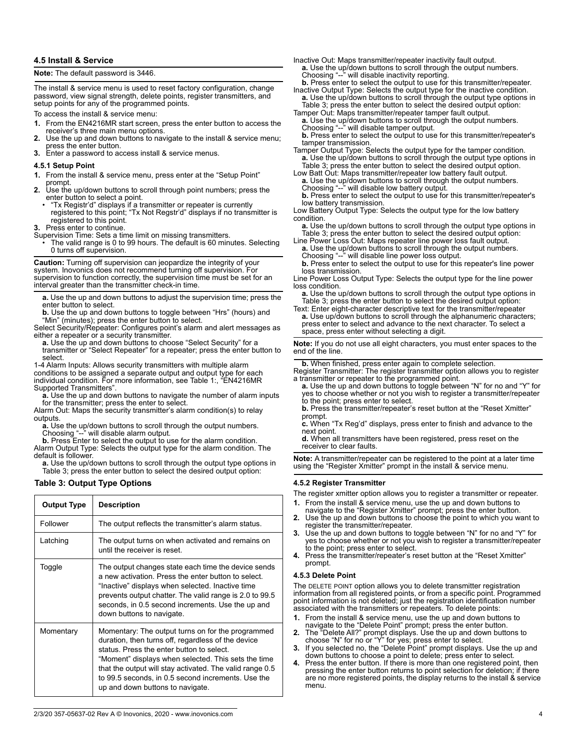### 4.5 Install & Service

**Note:** The default password is 3446.

The install & service menu is used to reset factory configuration, change password, view signal strength, delete points, register transmitters, and setup points for any of the programmed points.

To access the install & service menu:

1. From the EN4216MR start screen, press the enter button to access the receiver's three main menu options.
2. Use the up and down buttons to navigate to the install & service menu; press the enter button.
3. Enter a password to access install & service menus.

#### 4.5.1 Setup Point

1. From the install & service menu, press enter at the "Setup Point" prompt.
2. Use the up/down buttons to scroll through point numbers; press the enter button to select a point.
   - "Tx Registr'd" displays if a transmitter or repeater is currently registered to this point; "Tx Not Regstr'd" displays if no transmitter is registered to this point.
3. Press enter to continue.

Supervision Time: Sets a time limit on missing transmitters.

- The valid range is 0 to 99 hours. The default is 60 minutes. Selecting 0 turns off supervision.

**Caution:** Turning off supervision can jeopardize the integrity of your system. Inovonics does not recommend turning off supervision. For supervision to function correctly, the supervision time must be set for an interval greater than the transmitter check-in time.

**a.** Use the up and down buttons to adjust the supervision time; press the enter button to select.
**b.** Use the up and down buttons to toggle between "Hrs" (hours) and "Min" (minutes); press the enter button to select.

Select Security/Repeater: Configures point's alarm and alert messages as either a repeater or a security transmitter.

**a.** Use the up and down buttons to choose "Select Security" for a transmitter or "Select Repeater" for a repeater; press the enter button to select.

1-4 Alarm Inputs: Allows security transmitters with multiple alarm conditions to be assigned a separate output and output type for each individual condition. For more information, see Table 1:, "EN4216MR Supported Transmitters".

**a.** Use the up and down buttons to navigate the number of alarm inputs for the transmitter; press the enter to select.

Alarm Out: Maps the security transmitter's alarm condition(s) to relay outputs.

**a.** Use the up/down buttons to scroll through the output numbers. Choosing "--" will disable alarm output.
**b.** Press Enter to select the output to use for the alarm condition.

Alarm Output Type: Selects the output type for the alarm condition. The default is follower.

**a.** Use the up/down buttons to scroll through the output type options in Table 3; press the enter button to select the desired output option:

**Table 3: Output Type Options**

| Output Type | Description |
|---|---|
| Follower | The output reflects the transmitter's alarm status. |
| Latching | The output turns on when activated and remains on until the receiver is reset. |
| Toggle | The output changes state each time the device sends a new activation. Press the enter button to select. "Inactive" displays when selected. Inactive time prevents output chatter. The valid range is 2.0 to 99.5 seconds, in 0.5 second increments. Use the up and down buttons to navigate. |
| Momentary | Momentary: The output turns on for the programmed duration, then turns off, regardless of the device status. Press the enter button to select. "Moment" displays when selected. This sets the time that the output will stay activated. The valid range 0.5 to 99.5 seconds, in 0.5 second increments. Use the up and down buttons to navigate. |

Inactive Out: Maps transmitter/repeater inactivity fault output.

**a.** Use the up/down buttons to scroll through the output numbers. Choosing "--" will disable inactivity reporting.
**b.** Press enter to select the output to use for this transmitter/repeater.

Inactive Output Type: Selects the output type for the inactive condition.

**a.** Use the up/down buttons to scroll through the output type options in Table 3; press the enter button to select the desired output option:

Tamper Out: Maps transmitter/repeater tamper fault output.

**a.** Use the up/down buttons to scroll through the output numbers. Choosing "--" will disable tamper output.
**b.** Press enter to select the output to use for this transmitter/repeater's tamper transmission.

Tamper Output Type: Selects the output type for the tamper condition.

**a.** Use the up/down buttons to scroll through the output type options in Table 3; press the enter button to select the desired output option.

Low Batt Out: Maps transmitter/repeater low battery fault output.

**a.** Use the up/down buttons to scroll through the output numbers. Choosing "--" will disable low battery output.
**b.** Press enter to select the output to use for this transmitter/repeater's low battery transmission.

Low Battery Output Type: Selects the output type for the low battery condition.

**a.** Use the up/down buttons to scroll through the output type options in Table 3; press the enter button to select the desired output option:

Line Power Loss Out: Maps repeater line power loss fault output.

**a.** Use the up/down buttons to scroll through the output numbers. Choosing "--" will disable line power loss output.
**b.** Press enter to select the output to use for this repeater's line power loss transmission.

Line Power Loss Output Type: Selects the output type for the line power loss condition.

**a.** Use the up/down buttons to scroll through the output type options in Table 3; press the enter button to select the desired output option:

Text: Enter eight-character descriptive text for the transmitter/repeater

**a.** Use up/down buttons to scroll through the alphanumeric characters; press enter to select and advance to the next character. To select a space, press enter without selecting a digit.

**Note:** If you do not use all eight characters, you must enter spaces to the end of the line.

**b.** When finished, press enter again to complete selection.

Register Transmitter: The register transmitter option allows you to register a transmitter or repeater to the programmed point.

**a.** Use the up and down buttons to toggle between "N" for no and "Y" for yes to choose whether or not you wish to register a transmitter/repeater to the point; press enter to select.
**b.** Press the transmitter/repeater's reset button at the "Reset Xmitter" prompt.
**c.** When "Tx Reg'd" displays, press enter to finish and advance to the next point.
**d.** When all transmitters have been registered, press reset on the receiver to clear faults.

**Note:** A transmitter/repeater can be registered to the point at a later time using the "Register Xmitter" prompt in the install & service menu.

#### 4.5.2 Register Transmitter

The register xmitter option allows you to register a transmitter or repeater.

1. From the install & service menu, use the up and down buttons to navigate to the "Register Xmitter" prompt; press the enter button.
2. Use the up and down buttons to choose the point to which you want to register the transmitter/repeater.
3. Use the up and down buttons to toggle between "N" for no and "Y" for yes to choose whether or not you wish to register a transmitter/repeater to the point; press enter to select.
4. Press the transmitter/repeater's reset button at the "Reset Xmitter" prompt.

#### 4.5.3 Delete Point

The DELETE POINT option allows you to delete transmitter registration information from all registered points, or from a specific point. Programmed point information is not deleted; just the registration identification number associated with the transmitters or repeaters. To delete points:

1. From the install & service menu, use the up and down buttons to navigate to the "Delete Point" prompt; press the enter button.
2. The "Delete All?" prompt displays. Use the up and down buttons to choose "N" for no or "Y" for yes; press enter to select.
3. If you selected no, the "Delete Point" prompt displays. Use the up and down buttons to choose a point to delete; press enter to select.
4. Press the enter button. If there is more than one registered point, then pressing the enter button returns to point selection for deletion; if there are no more registered points, the display returns to the install & service menu.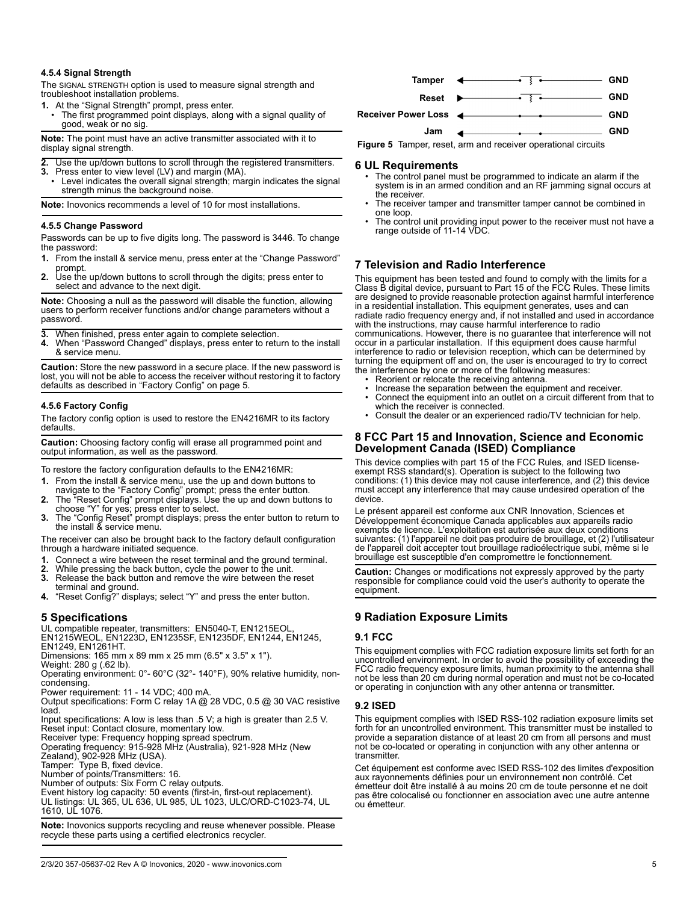#### 4.5.4 Signal Strength

The SIGNAL STRENGTH option is used to measure signal strength and troubleshoot installation problems.

1. At the "Signal Strength" prompt, press enter.
   - The first programmed point displays, along with a signal quality of good, weak or no sig.

**Note:** The point must have an active transmitter associated with it to display signal strength.

2. Use the up/down buttons to scroll through the registered transmitters.
3. Press enter to view level (LV) and margin (MA).
   - Level indicates the overall signal strength; margin indicates the signal strength minus the background noise.

**Note:** Inovonics recommends a level of 10 for most installations.

#### 4.5.5 Change Password

Passwords can be up to five digits long. The password is 3446. To change the password:

1. From the install & service menu, press enter at the "Change Password" prompt.
2. Use the up/down buttons to scroll through the digits; press enter to select and advance to the next digit.

**Note:** Choosing a null as the password will disable the function, allowing users to perform receiver functions and/or change parameters without a password.

3. When finished, press enter again to complete selection.
4. When "Password Changed" displays, press enter to return to the install & service menu.

**Caution:** Store the new password in a secure place. If the new password is lost, you will not be able to access the receiver without restoring it to factory defaults as described in "Factory Config" on page 5.

#### 4.5.6 Factory Config

The factory config option is used to restore the EN4216MR to its factory defaults.

**Caution:** Choosing factory config will erase all programmed point and output information, as well as the password.

To restore the factory configuration defaults to the EN4216MR:

1. From the install & service menu, use the up and down buttons to navigate to the "Factory Config" prompt; press the enter button.
2. The "Reset Config" prompt displays. Use the up and down buttons to choose "Y" for yes; press enter to select.
3. The "Config Reset" prompt displays; press the enter button to return to the install & service menu.

The receiver can also be brought back to the factory default configuration through a hardware initiated sequence.

1. Connect a wire between the reset terminal and the ground terminal.
2. While pressing the back button, cycle the power to the unit.
3. Release the back button and remove the wire between the reset terminal and ground.
4. "Reset Config?" displays; select "Y" and press the enter button.

## 5 Specifications

UL compatible repeater, transmitters: EN5040-T, EN1215EOL, EN1215WEOL, EN1223D, EN1235SF, EN1235DF, EN1244, EN1245, EN1249, EN1261HT.
Dimensions: 165 mm x 89 mm x 25 mm (6.5" x 3.5" x 1").
Weight: 280 g (.62 lb).
Operating environment: 0°- 60°C (32°- 140°F), 90% relative humidity, non-condensing.
Power requirement: 11 - 14 VDC; 400 mA.
Output specifications: Form C relay 1A @ 28 VDC, 0.5 @ 30 VAC resistive load.
Input specifications: A low is less than .5 V; a high is greater than 2.5 V.
Reset input: Contact closure, momentary low.
Receiver type: Frequency hopping spread spectrum.
Operating frequency: 915-928 MHz (Australia), 921-928 MHz (New Zealand), 902-928 MHz (USA).
Tamper: Type B, fixed device.
Number of points/Transmitters: 16.
Number of outputs: Six Form C relay outputs.
Event history log capacity: 50 events (first-in, first-out replacement).
UL listings: UL 365, UL 636, UL 985, UL 1023, ULC/ORD-C1023-74, UL 1610, UL 1076.

**Note:** Inovonics supports recycling and reuse whenever possible. Please recycle these parts using a certified electronics recycler.

Tamper
GND
Reset
GND
Receiver Power Loss
GND
Jam
GND

**Figure 5** Tamper, reset, arm and receiver operational circuits

## 6 UL Requirements

- The control panel must be programmed to indicate an alarm if the system is in an armed condition and an RF jamming signal occurs at the receiver.
- The receiver tamper and transmitter tamper cannot be combined in one loop.
- The control unit providing input power to the receiver must not have a range outside of 11-14 VDC.

## 7 Television and Radio Interference

This equipment has been tested and found to comply with the limits for a Class B digital device, pursuant to Part 15 of the FCC Rules. These limits are designed to provide reasonable protection against harmful interference in a residential installation. This equipment generates, uses and can radiate radio frequency energy and, if not installed and used in accordance with the instructions, may cause harmful interference to radio communications. However, there is no guarantee that interference will not occur in a particular installation. If this equipment does cause harmful interference to radio or television reception, which can be determined by turning the equipment off and on, the user is encouraged to try to correct the interference by one or more of the following measures:

- Reorient or relocate the receiving antenna.
- Increase the separation between the equipment and receiver.
- Connect the equipment into an outlet on a circuit different from that to which the receiver is connected.
- Consult the dealer or an experienced radio/TV technician for help.

## 8 FCC Part 15 and Innovation, Science and Economic Development Canada (ISED) Compliance

This device complies with part 15 of the FCC Rules, and ISED license-exempt RSS standard(s). Operation is subject to the following two conditions: (1) this device may not cause interference, and (2) this device must accept any interference that may cause undesired operation of the device.

Le présent appareil est conforme aux CNR Innovation, Sciences et Développement économique Canada applicables aux appareils radio exempts de licence. L'exploitation est autorisée aux deux conditions suivantes: (1) l'appareil ne doit pas produire de brouillage, et (2) l'utilisateur de l'appareil doit accepter tout brouillage radioélectrique subi, même si le brouillage est susceptible d'en compromettre le fonctionnement.

**Caution:** Changes or modifications not expressly approved by the party responsible for compliance could void the user's authority to operate the equipment.

## 9 Radiation Exposure Limits

### 9.1 FCC

This equipment complies with FCC radiation exposure limits set forth for an uncontrolled environment. In order to avoid the possibility of exceeding the FCC radio frequency exposure limits, human proximity to the antenna shall not be less than 20 cm during normal operation and must not be co-located or operating in conjunction with any other antenna or transmitter.

### 9.2 ISED

This equipment complies with ISED RSS-102 radiation exposure limits set forth for an uncontrolled environment. This transmitter must be installed to provide a separation distance of at least 20 cm from all persons and must not be co-located or operating in conjunction with any other antenna or transmitter.

Cet équipement est conforme avec ISED RSS-102 des limites d'exposition aux rayonnements définies pour un environnement non contrôlé. Cet émetteur doit être installé à au moins 20 cm de toute personne et ne doit pas être colocalisé ou fonctionner en association avec une autre antenne ou émetteur.

2/3/20 357-05637-02 Rev A © Inovonics, 2020 - www.inovonics.com